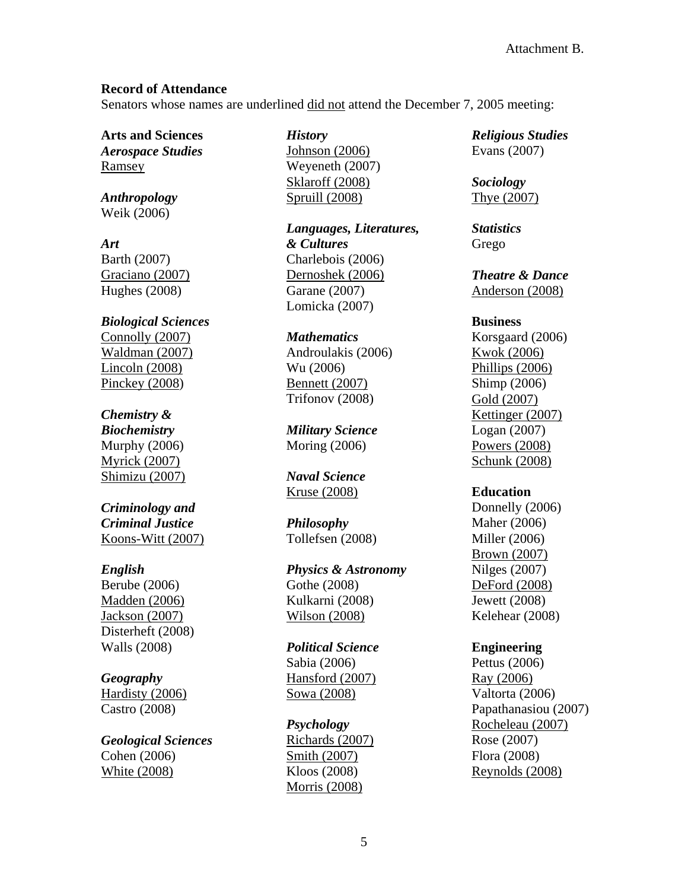Attachment B.

**Record of Attendance**

Senators whose names are underlined <u>did not</u> attend the December 7, 2005 meeting:

**Arts and Sciences**

***Aerospace Studies***
<u>Ramsey</u>

***Anthropology***
Weik (2006)

***Art***
Barth (2007)
<u>Graciano (2007)</u>
Hughes (2008)

***Biological Sciences***
<u>Connolly (2007)</u>
<u>Waldman (2007)</u>
<u>Lincoln (2008)</u>
<u>Pinckey (2008)</u>

***Chemistry & Biochemistry***
Murphy (2006)
<u>Myrick (2007)</u>
<u>Shimizu (2007)</u>

***Criminology and Criminal Justice***
<u>Koons-Witt (2007)</u>

***English***
Berube (2006)
<u>Madden (2006)</u>
<u>Jackson (2007)</u>
Disterheft (2008)
Walls (2008)

***Geography***
<u>Hardisty (2006)</u>
Castro (2008)

***Geological Sciences***
Cohen (2006)
<u>White (2008)</u>

***History***
<u>Johnson (2006)</u>
Weyeneth (2007)
<u>Sklaroff (2008)</u>
<u>Spruill (2008)</u>

***Languages, Literatures, & Cultures***
Charlebois (2006)
<u>Dernoshek (2006)</u>
Garane (2007)
Lomicka (2007)

***Mathematics***
Androulakis (2006)
Wu (2006)
<u>Bennett (2007)</u>
Trifonov (2008)

***Military Science***
Moring (2006)

***Naval Science***
<u>Kruse (2008)</u>

***Philosophy***
Tollefsen (2008)

***Physics & Astronomy***
Gothe (2008)
Kulkarni (2008)
<u>Wilson (2008)</u>

***Political Science***
Sabia (2006)
<u>Hansford (2007)</u>
<u>Sowa (2008)</u>

***Psychology***
<u>Richards (2007)</u>
<u>Smith (2007)</u>
Kloos (2008)
<u>Morris (2008)</u>

***Religious Studies***
Evans (2007)

***Sociology***
<u>Thye (2007)</u>

***Statistics***
Grego

***Theatre & Dance***
<u>Anderson (2008)</u>

**Business**
Korsgaard (2006)
<u>Kwok (2006)</u>
<u>Phillips (2006)</u>
Shimp (2006)
<u>Gold (2007)</u>
<u>Kettinger (2007)</u>
Logan (2007)
<u>Powers (2008)</u>
<u>Schunk (2008)</u>

**Education**
Donnelly (2006)
Maher (2006)
Miller (2006)
<u>Brown (2007)</u>
Nilges (2007)
<u>DeFord (2008)</u>
Jewett (2008)
Kelehear (2008)

**Engineering**
Pettus (2006)
<u>Ray (2006)</u>
Valtorta (2006)
Papathanasiou (2007)
<u>Rocheleau (2007)</u>
Rose (2007)
Flora (2008)
<u>Reynolds (2008)</u>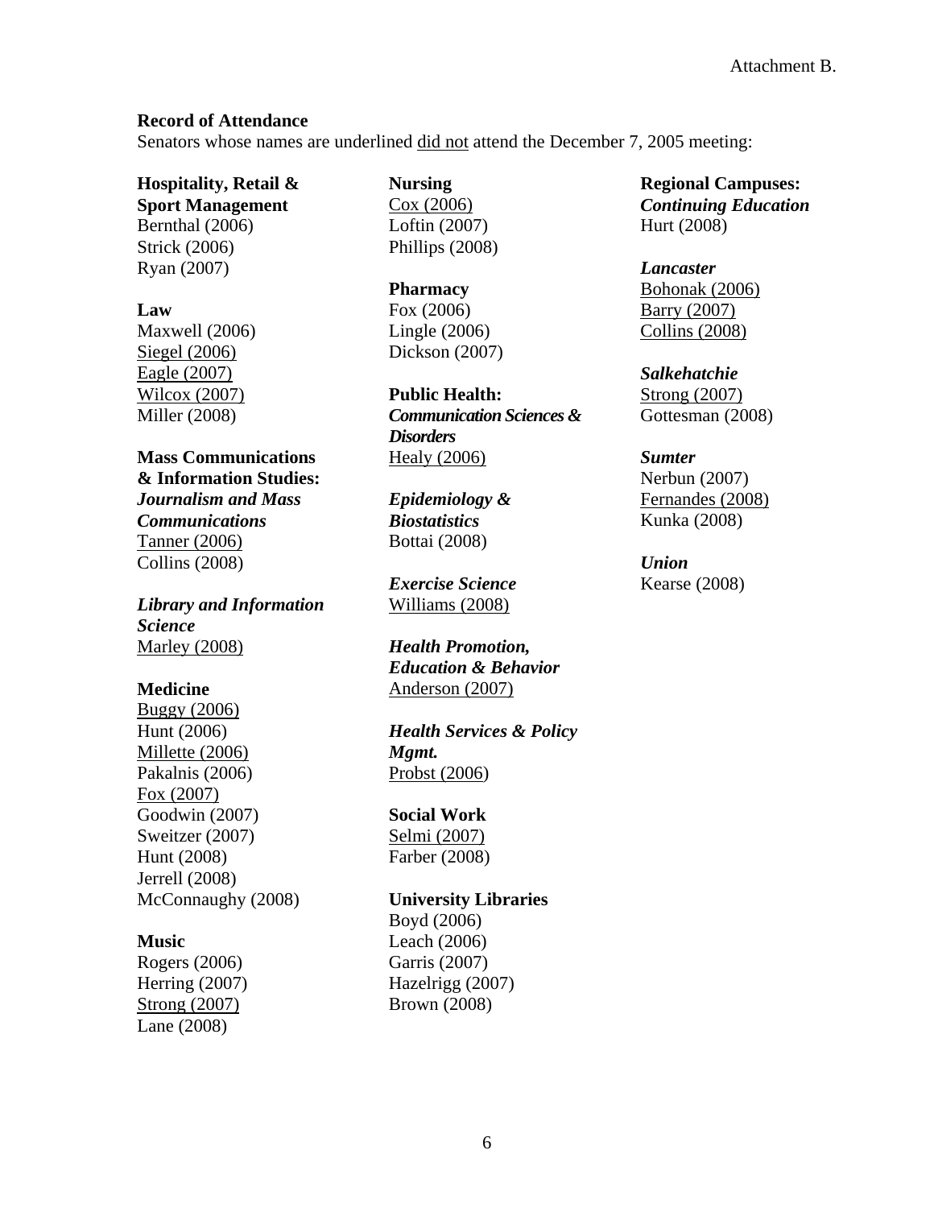Attachment B.

**Record of Attendance**

Senators whose names are underlined <u>did not</u> attend the December 7, 2005 meeting:

**Hospitality, Retail & Sport Management**
Bernthal (2006)
Strick (2006)
Ryan (2007)

**Law**
Maxwell (2006)
<u>Siegel (2006)</u>
<u>Eagle (2007)</u>
<u>Wilcox (2007)</u>
Miller (2008)

**Mass Communications & Information Studies:**
***Journalism and Mass Communications***
<u>Tanner (2006)</u>
Collins (2008)

***Library and Information Science***
<u>Marley (2008)</u>

**Medicine**
<u>Buggy (2006)</u>
Hunt (2006)
<u>Millette (2006)</u>
Pakalnis (2006)
<u>Fox (2007)</u>
Goodwin (2007)
Sweitzer (2007)
Hunt (2008)
Jerrell (2008)
McConnaughy (2008)

**Music**
Rogers (2006)
Herring (2007)
<u>Strong (2007)</u>
Lane (2008)

**Nursing**
<u>Cox (2006)</u>
Loftin (2007)
Phillips (2008)

**Pharmacy**
Fox (2006)
Lingle (2006)
Dickson (2007)

**Public Health:**
***Communication Sciences & Disorders***
<u>Healy (2006)</u>

***Epidemiology & Biostatistics***
Bottai (2008)

***Exercise Science***
<u>Williams (2008)</u>

***Health Promotion, Education & Behavior***
<u>Anderson (2007)</u>

***Health Services & Policy Mgmt.***
<u>Probst (2006)</u>

**Social Work**
<u>Selmi (2007)</u>
Farber (2008)

**University Libraries**
Boyd (2006)
Leach (2006)
Garris (2007)
Hazelrigg (2007)
Brown (2008)

**Regional Campuses:**
***Continuing Education***
Hurt (2008)

***Lancaster***
<u>Bohonak (2006)</u>
<u>Barry (2007)</u>
<u>Collins (2008)</u>

***Salkehatchie***
<u>Strong (2007)</u>
Gottesman (2008)

***Sumter***
Nerbun (2007)
<u>Fernandes (2008)</u>
Kunka (2008)

***Union***
Kearse (2008)